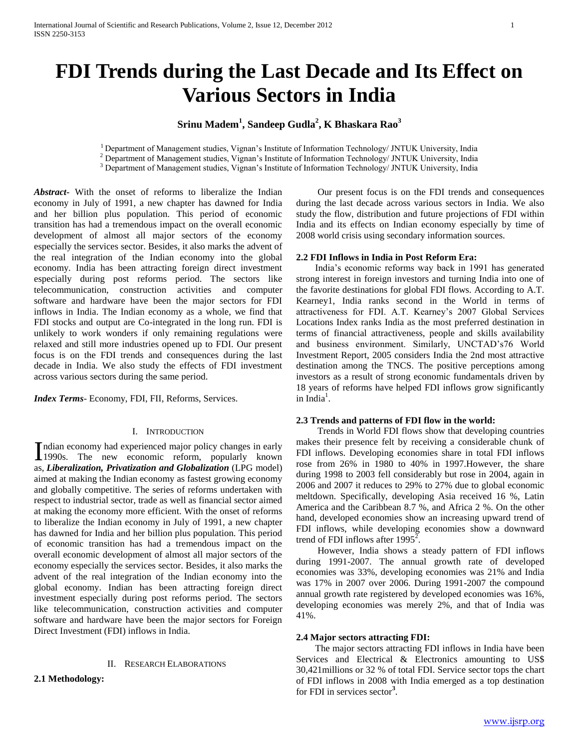# FDI Trends during the Last Decade and Its Effect on Various Sectors in India

**Srinu Madem[1], Sandeep Gudla[2], K Bhaskara Rao[3]**

[1] Department of Management studies, Vignan's Institute of Information Technology/ JNTUK University, India
[2] Department of Management studies, Vignan's Institute of Information Technology/ JNTUK University, India
[3] Department of Management studies, Vignan's Institute of Information Technology/ JNTUK University, India

***Abstract*****-** With the onset of reforms to liberalize the Indian economy in July of 1991, a new chapter has dawned for India and her billion plus population. This period of economic transition has had a tremendous impact on the overall economic development of almost all major sectors of the economy especially the services sector. Besides, it also marks the advent of the real integration of the Indian economy into the global economy. India has been attracting foreign direct investment especially during post reforms period. The sectors like telecommunication, construction activities and computer software and hardware have been the major sectors for FDI inflows in India. The Indian economy as a whole, we find that FDI stocks and output are Co-integrated in the long run. FDI is unlikely to work wonders if only remaining regulations were relaxed and still more industries opened up to FDI. Our present focus is on the FDI trends and consequences during the last decade in India. We also study the effects of FDI investment across various sectors during the same period.

***Index Terms*****-** Economy, FDI, FII, Reforms, Services.

## I. Introduction

Indian economy had experienced major policy changes in early 1990s. The new economic reform, popularly known as, ***Liberalization, Privatization and Globalization*** (LPG model) aimed at making the Indian economy as fastest growing economy and globally competitive. The series of reforms undertaken with respect to industrial sector, trade as well as financial sector aimed at making the economy more efficient. With the onset of reforms to liberalize the Indian economy in July of 1991, a new chapter has dawned for India and her billion plus population. This period of economic transition has had a tremendous impact on the overall economic development of almost all major sectors of the economy especially the services sector. Besides, it also marks the advent of the real integration of the Indian economy into the global economy. Indian has been attracting foreign direct investment especially during post reforms period. The sectors like telecommunication, construction activities and computer software and hardware have been the major sectors for Foreign Direct Investment (FDI) inflows in India.

## II. Research Elaborations

### 2.1 Methodology:

Our present focus is on the FDI trends and consequences during the last decade across various sectors in India. We also study the flow, distribution and future projections of FDI within India and its effects on Indian economy especially by time of 2008 world crisis using secondary information sources.

### 2.2 FDI Inflows in India in Post Reform Era:

India's economic reforms way back in 1991 has generated strong interest in foreign investors and turning India into one of the favorite destinations for global FDI flows. According to A.T. Kearney1, India ranks second in the World in terms of attractiveness for FDI. A.T. Kearney's 2007 Global Services Locations Index ranks India as the most preferred destination in terms of financial attractiveness, people and skills availability and business environment. Similarly, UNCTAD's76 World Investment Report, 2005 considers India the 2nd most attractive destination among the TNCS. The positive perceptions among investors as a result of strong economic fundamentals driven by 18 years of reforms have helped FDI inflows grow significantly in India[1].

### 2.3 Trends and patterns of FDI flow in the world:

Trends in World FDI flows show that developing countries makes their presence felt by receiving a considerable chunk of FDI inflows. Developing economies share in total FDI inflows rose from 26% in 1980 to 40% in 1997.However, the share during 1998 to 2003 fell considerably but rose in 2004, again in 2006 and 2007 it reduces to 29% to 27% due to global economic meltdown. Specifically, developing Asia received 16 %, Latin America and the Caribbean 8.7 %, and Africa 2 %. On the other hand, developed economies show an increasing upward trend of FDI inflows, while developing economies show a downward trend of FDI inflows after 1995[2].

However, India shows a steady pattern of FDI inflows during 1991-2007. The annual growth rate of developed economies was 33%, developing economies was 21% and India was 17% in 2007 over 2006. During 1991-2007 the compound annual growth rate registered by developed economies was 16%, developing economies was merely 2%, and that of India was 41%.

### 2.4 Major sectors attracting FDI:

The major sectors attracting FDI inflows in India have been Services and Electrical & Electronics amounting to US$ 30,421millions or 32 % of total FDI. Service sector tops the chart of FDI inflows in 2008 with India emerged as a top destination for FDI in services sector[3].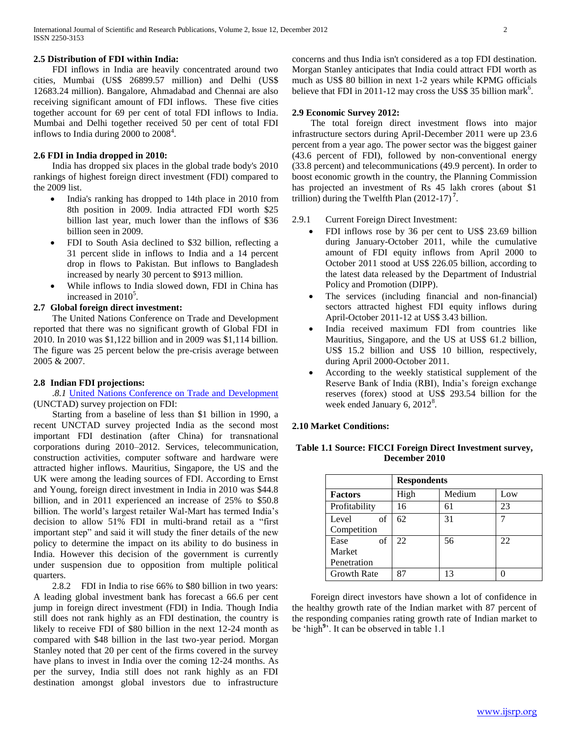### 2.5 Distribution of FDI within India:

FDI inflows in India are heavily concentrated around two cities, Mumbai (US$ 26899.57 million) and Delhi (US$ 12683.24 million). Bangalore, Ahmadabad and Chennai are also receiving significant amount of FDI inflows. These five cities together account for 69 per cent of total FDI inflows to India. Mumbai and Delhi together received 50 per cent of total FDI inflows to India during 2000 to 2008[4].

### 2.6 FDI in India dropped in 2010:

India has dropped six places in the global trade body's 2010 rankings of highest foreign direct investment (FDI) compared to the 2009 list.

- India's ranking has dropped to 14th place in 2010 from 8th position in 2009. India attracted FDI worth $25 billion last year, much lower than the inflows of $36 billion seen in 2009.
- FDI to South Asia declined to $32 billion, reflecting a 31 percent slide in inflows to India and a 14 percent drop in flows to Pakistan. But inflows to Bangladesh increased by nearly 30 percent to $913 million.
- While inflows to India slowed down, FDI in China has increased in 2010[5].

### 2.7 Global foreign direct investment:

The United Nations Conference on Trade and Development reported that there was no significant growth of Global FDI in 2010. In 2010 was $1,122 billion and in 2009 was $1,114 billion. The figure was 25 percent below the pre-crisis average between 2005 & 2007.

### 2.8 Indian FDI projections:

*.8.1* United Nations Conference on Trade and Development (UNCTAD) survey projection on FDI:

Starting from a baseline of less than $1 billion in 1990, a recent UNCTAD survey projected India as the second most important FDI destination (after China) for transnational corporations during 2010–2012. Services, telecommunication, construction activities, computer software and hardware were attracted higher inflows. Mauritius, Singapore, the US and the UK were among the leading sources of FDI. According to Ernst and Young, foreign direct investment in India in 2010 was $44.8 billion, and in 2011 experienced an increase of 25% to $50.8 billion. The world's largest retailer Wal-Mart has termed India's decision to allow 51% FDI in multi-brand retail as a "first important step" and said it will study the finer details of the new policy to determine the impact on its ability to do business in India. However this decision of the government is currently under suspension due to opposition from multiple political quarters.

2.8.2 FDI in India to rise 66% to $80 billion in two years: A leading global investment bank has forecast a 66.6 per cent jump in foreign direct investment (FDI) in India. Though India still does not rank highly as an FDI destination, the country is likely to receive FDI of $80 billion in the next 12-24 month as compared with $48 billion in the last two-year period. Morgan Stanley noted that 20 per cent of the firms covered in the survey have plans to invest in India over the coming 12-24 months. As per the survey, India still does not rank highly as an FDI destination amongst global investors due to infrastructure concerns and thus India isn't considered as a top FDI destination. Morgan Stanley anticipates that India could attract FDI worth as much as US$ 80 billion in next 1-2 years while KPMG officials believe that FDI in 2011-12 may cross the US$ 35 billion mark[6].

### 2.9 Economic Survey 2012:

The total foreign direct investment flows into major infrastructure sectors during April-December 2011 were up 23.6 percent from a year ago. The power sector was the biggest gainer (43.6 percent of FDI), followed by non-conventional energy (33.8 percent) and telecommunications (49.9 percent). In order to boost economic growth in the country, the Planning Commission has projected an investment of Rs 45 lakh crores (about $1 trillion) during the Twelfth Plan (2012-17)[7].

2.9.1 Current Foreign Direct Investment:

- FDI inflows rose by 36 per cent to US$ 23.69 billion during January-October 2011, while the cumulative amount of FDI equity inflows from April 2000 to October 2011 stood at US$ 226.05 billion, according to the latest data released by the Department of Industrial Policy and Promotion (DIPP).
- The services (including financial and non-financial) sectors attracted highest FDI equity inflows during April-October 2011-12 at US$ 3.43 billion.
- India received maximum FDI from countries like Mauritius, Singapore, and the US at US$ 61.2 billion, US$ 15.2 billion and US$ 10 billion, respectively, during April 2000-October 2011.
- According to the weekly statistical supplement of the Reserve Bank of India (RBI), India's foreign exchange reserves (forex) stood at US$ 293.54 billion for the week ended January 6, 2012[8].

### 2.10 Market Conditions:

**Table 1.1 Source: FICCI Foreign Direct Investment survey, December 2010**

| | Respondents | | |
|---|---|---|---|
| **Factors** | High | Medium | Low |
| Profitability | 16 | 61 | 23 |
| Level of Competition | 62 | 31 | 7 |
| Ease of Market Penetration | 22 | 56 | 22 |
| Growth Rate | 87 | 13 | 0 |

Foreign direct investors have shown a lot of confidence in the healthy growth rate of the Indian market with 87 percent of the responding companies rating growth rate of Indian market to be 'high[9]'. It can be observed in table 1.1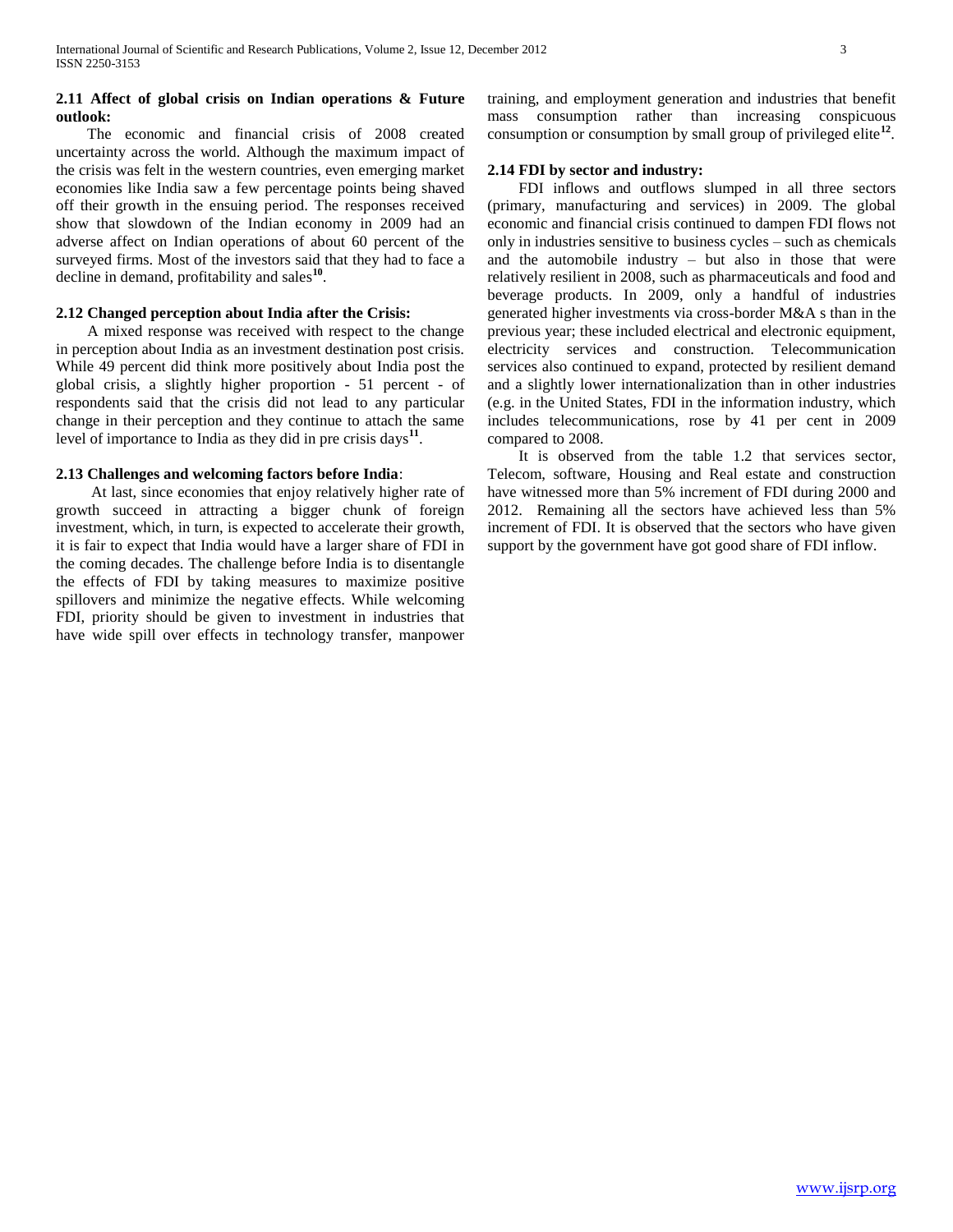**2.11 Affect of global crisis on Indian operations & Future outlook:**

The economic and financial crisis of 2008 created uncertainty across the world. Although the maximum impact of the crisis was felt in the western countries, even emerging market economies like India saw a few percentage points being shaved off their growth in the ensuing period. The responses received show that slowdown of the Indian economy in 2009 had an adverse affect on Indian operations of about 60 percent of the surveyed firms. Most of the investors said that they had to face a decline in demand, profitability and sales[10].

**2.12 Changed perception about India after the Crisis:**

A mixed response was received with respect to the change in perception about India as an investment destination post crisis. While 49 percent did think more positively about India post the global crisis, a slightly higher proportion - 51 percent - of respondents said that the crisis did not lead to any particular change in their perception and they continue to attach the same level of importance to India as they did in pre crisis days[11].

**2.13 Challenges and welcoming factors before India**:

At last, since economies that enjoy relatively higher rate of growth succeed in attracting a bigger chunk of foreign investment, which, in turn, is expected to accelerate their growth, it is fair to expect that India would have a larger share of FDI in the coming decades. The challenge before India is to disentangle the effects of FDI by taking measures to maximize positive spillovers and minimize the negative effects. While welcoming FDI, priority should be given to investment in industries that have wide spill over effects in technology transfer, manpower training, and employment generation and industries that benefit mass consumption rather than increasing conspicuous consumption or consumption by small group of privileged elite[12].

**2.14 FDI by sector and industry:**

FDI inflows and outflows slumped in all three sectors (primary, manufacturing and services) in 2009. The global economic and financial crisis continued to dampen FDI flows not only in industries sensitive to business cycles – such as chemicals and the automobile industry – but also in those that were relatively resilient in 2008, such as pharmaceuticals and food and beverage products. In 2009, only a handful of industries generated higher investments via cross-border M&A s than in the previous year; these included electrical and electronic equipment, electricity services and construction. Telecommunication services also continued to expand, protected by resilient demand and a slightly lower internationalization than in other industries (e.g. in the United States, FDI in the information industry, which includes telecommunications, rose by 41 per cent in 2009 compared to 2008.

It is observed from the table 1.2 that services sector, Telecom, software, Housing and Real estate and construction have witnessed more than 5% increment of FDI during 2000 and 2012. Remaining all the sectors have achieved less than 5% increment of FDI. It is observed that the sectors who have given support by the government have got good share of FDI inflow.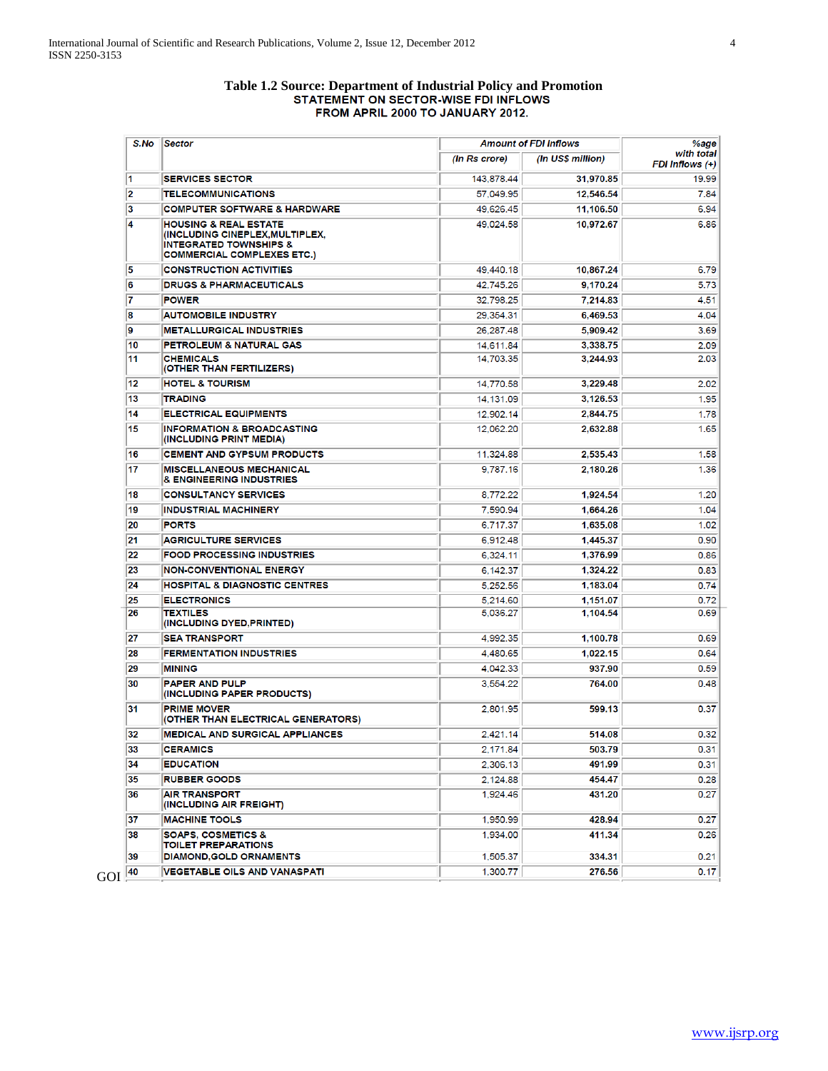**Table 1.2 Source: Department of Industrial Policy and Promotion**

**STATEMENT ON SECTOR-WISE FDI INFLOWS FROM APRIL 2000 TO JANUARY 2012.**

| S.No | Sector | Amount of FDI Inflows | | %age with total FDI Inflows (+) |
|---|---|---|---|---|
| | | (In Rs crore) | (In US$ million) | |
| 1 | SERVICES SECTOR | 143,878.44 | 31,970.85 | 19.99 |
| 2 | TELECOMMUNICATIONS | 57,049.95 | 12,546.54 | 7.84 |
| 3 | COMPUTER SOFTWARE & HARDWARE | 49,626.45 | 11,106.50 | 6.94 |
| 4 | HOUSING & REAL ESTATE (INCLUDING CINEPLEX,MULTIPLEX, INTEGRATED TOWNSHIPS & COMMERCIAL COMPLEXES ETC.) | 49,024.58 | 10,972.67 | 6.86 |
| 5 | CONSTRUCTION ACTIVITIES | 49,440.18 | 10,867.24 | 6.79 |
| 6 | DRUGS & PHARMACEUTICALS | 42,745.26 | 9,170.24 | 5.73 |
| 7 | POWER | 32,798.25 | 7,214.83 | 4.51 |
| 8 | AUTOMOBILE INDUSTRY | 29,354.31 | 6,469.53 | 4.04 |
| 9 | METALLURGICAL INDUSTRIES | 26,287.48 | 5,909.42 | 3.69 |
| 10 | PETROLEUM & NATURAL GAS | 14,611.84 | 3,338.75 | 2.09 |
| 11 | CHEMICALS (OTHER THAN FERTILIZERS) | 14,703.35 | 3,244.93 | 2.03 |
| 12 | HOTEL & TOURISM | 14,770.58 | 3,229.48 | 2.02 |
| 13 | TRADING | 14,131.09 | 3,126.53 | 1.95 |
| 14 | ELECTRICAL EQUIPMENTS | 12,902.14 | 2,844.75 | 1.78 |
| 15 | INFORMATION & BROADCASTING (INCLUDING PRINT MEDIA) | 12,062.20 | 2,632.88 | 1.65 |
| 16 | CEMENT AND GYPSUM PRODUCTS | 11,324.88 | 2,535.43 | 1.58 |
| 17 | MISCELLANEOUS MECHANICAL & ENGINEERING INDUSTRIES | 9,787.16 | 2,180.26 | 1.36 |
| 18 | CONSULTANCY SERVICES | 8,772.22 | 1,924.54 | 1.20 |
| 19 | INDUSTRIAL MACHINERY | 7,590.94 | 1,664.26 | 1.04 |
| 20 | PORTS | 6,717.37 | 1,635.08 | 1.02 |
| 21 | AGRICULTURE SERVICES | 6,912.48 | 1,445.37 | 0.90 |
| 22 | FOOD PROCESSING INDUSTRIES | 6,324.11 | 1,376.99 | 0.86 |
| 23 | NON-CONVENTIONAL ENERGY | 6,142.37 | 1,324.22 | 0.83 |
| 24 | HOSPITAL & DIAGNOSTIC CENTRES | 5,252.56 | 1,183.04 | 0.74 |
| 25 | ELECTRONICS | 5,214.60 | 1,151.07 | 0.72 |
| 26 | TEXTILES (INCLUDING DYED,PRINTED) | 5,036.27 | 1,104.54 | 0.69 |
| 27 | SEA TRANSPORT | 4,992.35 | 1,100.78 | 0.69 |
| 28 | FERMENTATION INDUSTRIES | 4,480.65 | 1,022.15 | 0.64 |
| 29 | MINING | 4,042.33 | 937.90 | 0.59 |
| 30 | PAPER AND PULP (INCLUDING PAPER PRODUCTS) | 3,554.22 | 764.00 | 0.48 |
| 31 | PRIME MOVER (OTHER THAN ELECTRICAL GENERATORS) | 2,801.95 | 599.13 | 0.37 |
| 32 | MEDICAL AND SURGICAL APPLIANCES | 2,421.14 | 514.08 | 0.32 |
| 33 | CERAMICS | 2,171.84 | 503.79 | 0.31 |
| 34 | EDUCATION | 2,306.13 | 491.99 | 0.31 |
| 35 | RUBBER GOODS | 2,124.88 | 454.47 | 0.28 |
| 36 | AIR TRANSPORT (INCLUDING AIR FREIGHT) | 1,924.46 | 431.20 | 0.27 |
| 37 | MACHINE TOOLS | 1,950.99 | 428.94 | 0.27 |
| 38 | SOAPS, COSMETICS & TOILET PREPARATIONS | 1,934.00 | 411.34 | 0.26 |
| 39 | DIAMOND,GOLD ORNAMENTS | 1,505.37 | 334.31 | 0.21 |
| 40 | VEGETABLE OILS AND VANASPATI | 1,300.77 | 276.56 | 0.17 |

GOI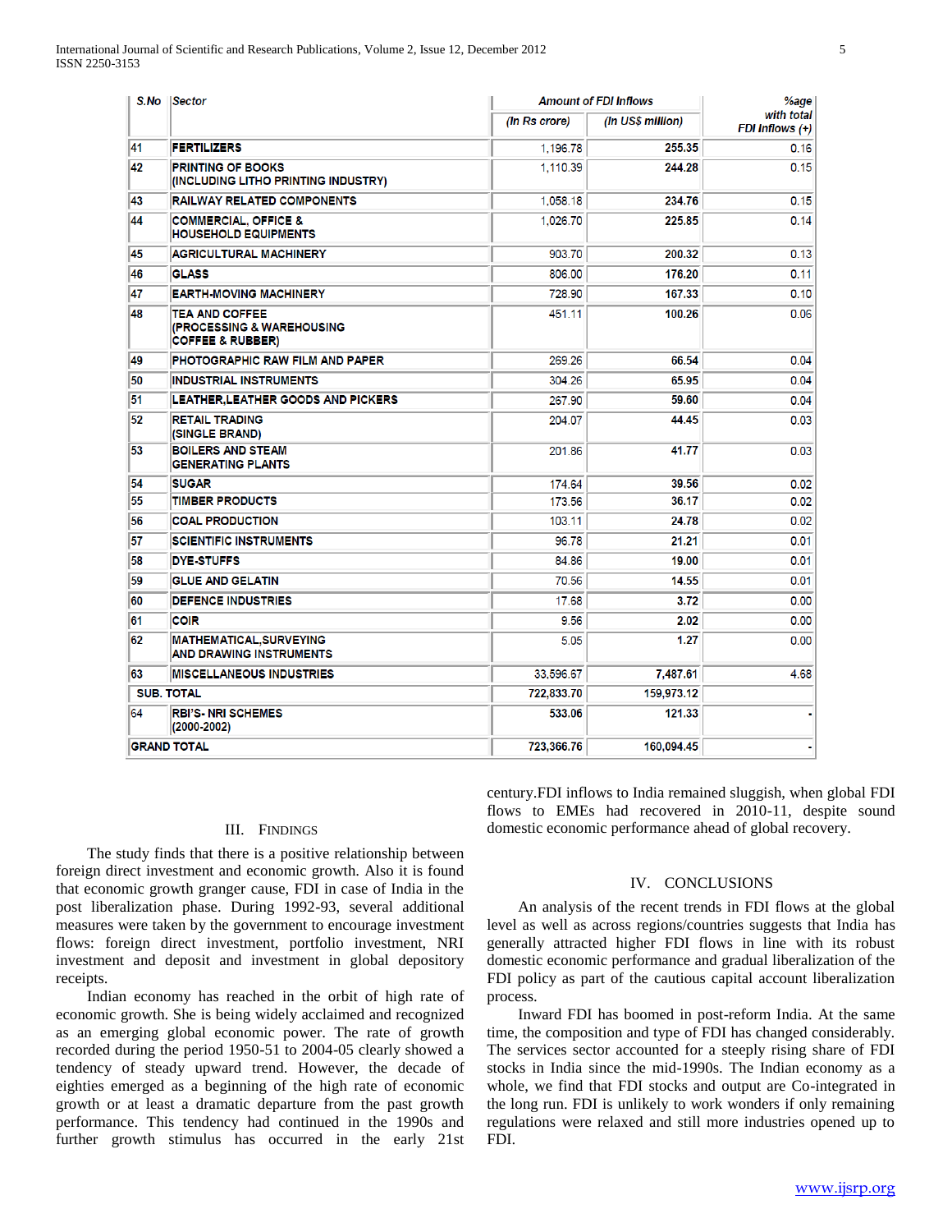| S.No | Sector | Amount of FDI Inflows | | %age with total FDI Inflows (+) |
|---|---|---|---|---|
| | | (In Rs crore) | (In US$ million) | |
| 41 | **FERTILIZERS** | 1,196.78 | **255.35** | 0.16 |
| 42 | **PRINTING OF BOOKS (INCLUDING LITHO PRINTING INDUSTRY)** | 1,110.39 | **244.28** | 0.15 |
| 43 | **RAILWAY RELATED COMPONENTS** | 1,058.18 | **234.76** | 0.15 |
| 44 | **COMMERCIAL, OFFICE & HOUSEHOLD EQUIPMENTS** | 1,026.70 | **225.85** | 0.14 |
| 45 | **AGRICULTURAL MACHINERY** | 903.70 | **200.32** | 0.13 |
| 46 | **GLASS** | 806.00 | **176.20** | 0.11 |
| 47 | **EARTH-MOVING MACHINERY** | 728.90 | **167.33** | 0.10 |
| 48 | **TEA AND COFFEE (PROCESSING & WAREHOUSING COFFEE & RUBBER)** | 451.11 | **100.26** | 0.06 |
| 49 | **PHOTOGRAPHIC RAW FILM AND PAPER** | 269.26 | **66.54** | 0.04 |
| 50 | **INDUSTRIAL INSTRUMENTS** | 304.26 | **65.95** | 0.04 |
| 51 | **LEATHER,LEATHER GOODS AND PICKERS** | 267.90 | **59.60** | 0.04 |
| 52 | **RETAIL TRADING (SINGLE BRAND)** | 204.07 | **44.45** | 0.03 |
| 53 | **BOILERS AND STEAM GENERATING PLANTS** | 201.86 | **41.77** | 0.03 |
| 54 | **SUGAR** | 174.64 | **39.56** | 0.02 |
| 55 | **TIMBER PRODUCTS** | 173.56 | **36.17** | 0.02 |
| 56 | **COAL PRODUCTION** | 103.11 | **24.78** | 0.02 |
| 57 | **SCIENTIFIC INSTRUMENTS** | 96.78 | **21.21** | 0.01 |
| 58 | **DYE-STUFFS** | 84.86 | **19.00** | 0.01 |
| 59 | **GLUE AND GELATIN** | 70.56 | **14.55** | 0.01 |
| 60 | **DEFENCE INDUSTRIES** | 17.68 | **3.72** | 0.00 |
| 61 | **COIR** | 9.56 | **2.02** | 0.00 |
| 62 | **MATHEMATICAL,SURVEYING AND DRAWING INSTRUMENTS** | 5.05 | **1.27** | 0.00 |
| 63 | **MISCELLANEOUS INDUSTRIES** | 33,596.67 | **7,487.61** | 4.68 |
| **SUB. TOTAL** | | **722,833.70** | **159,973.12** | |
| 64 | **RBI'S- NRI SCHEMES (2000-2002)** | **533.06** | **121.33** | - |
| **GRAND TOTAL** | | **723,366.76** | **160,094.45** | - |

## III. Findings

The study finds that there is a positive relationship between foreign direct investment and economic growth. Also it is found that economic growth granger cause, FDI in case of India in the post liberalization phase. During 1992-93, several additional measures were taken by the government to encourage investment flows: foreign direct investment, portfolio investment, NRI investment and deposit and investment in global depository receipts.

Indian economy has reached in the orbit of high rate of economic growth. She is being widely acclaimed and recognized as an emerging global economic power. The rate of growth recorded during the period 1950-51 to 2004-05 clearly showed a tendency of steady upward trend. However, the decade of eighties emerged as a beginning of the high rate of economic growth or at least a dramatic departure from the past growth performance. This tendency had continued in the 1990s and further growth stimulus has occurred in the early 21st century.FDI inflows to India remained sluggish, when global FDI flows to EMEs had recovered in 2010-11, despite sound domestic economic performance ahead of global recovery.

## IV. Conclusions

An analysis of the recent trends in FDI flows at the global level as well as across regions/countries suggests that India has generally attracted higher FDI flows in line with its robust domestic economic performance and gradual liberalization of the FDI policy as part of the cautious capital account liberalization process.

Inward FDI has boomed in post-reform India. At the same time, the composition and type of FDI has changed considerably. The services sector accounted for a steeply rising share of FDI stocks in India since the mid-1990s. The Indian economy as a whole, we find that FDI stocks and output are Co-integrated in the long run. FDI is unlikely to work wonders if only remaining regulations were relaxed and still more industries opened up to FDI.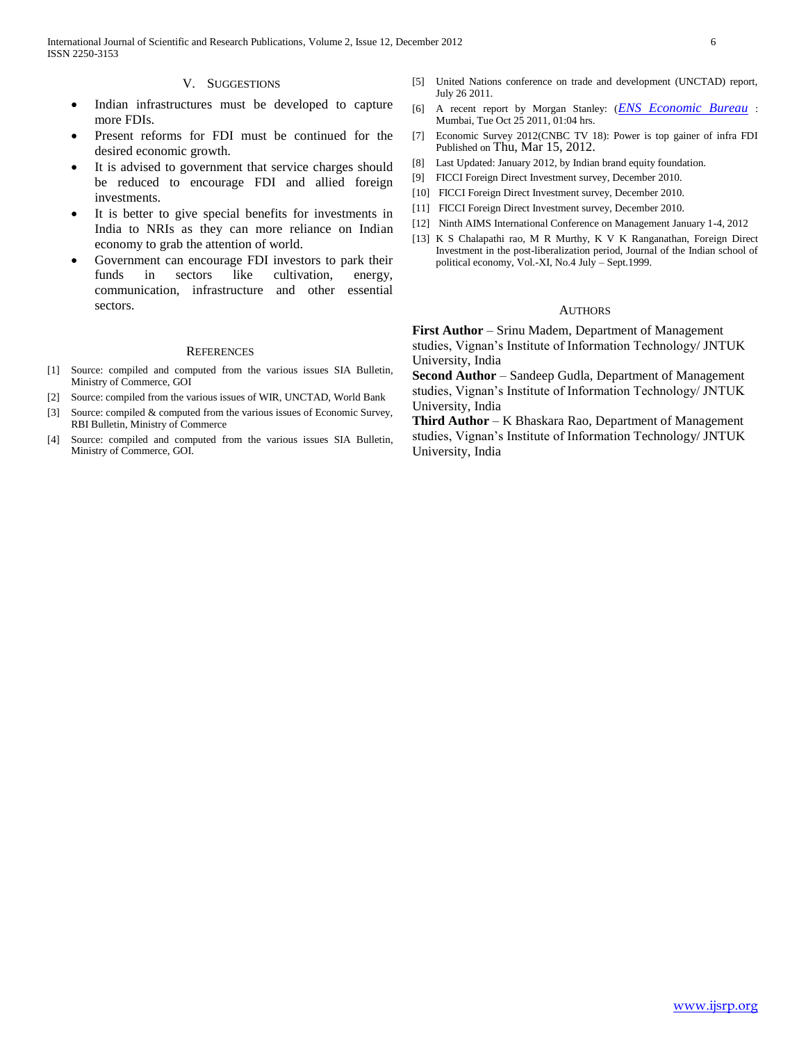## V. Suggestions

- Indian infrastructures must be developed to capture more FDIs.
- Present reforms for FDI must be continued for the desired economic growth.
- It is advised to government that service charges should be reduced to encourage FDI and allied foreign investments.
- It is better to give special benefits for investments in India to NRIs as they can more reliance on Indian economy to grab the attention of world.
- Government can encourage FDI investors to park their funds in sectors like cultivation, energy, communication, infrastructure and other essential sectors.

## References

[1] Source: compiled and computed from the various issues SIA Bulletin, Ministry of Commerce, GOI

[2] Source: compiled from the various issues of WIR, UNCTAD, World Bank

[3] Source: compiled & computed from the various issues of Economic Survey, RBI Bulletin, Ministry of Commerce

[4] Source: compiled and computed from the various issues SIA Bulletin, Ministry of Commerce, GOI.

[5] United Nations conference on trade and development (UNCTAD) report, July 26 2011.

[6] A recent report by Morgan Stanley: (*ENS Economic Bureau* : Mumbai, Tue Oct 25 2011, 01:04 hrs.

[7] Economic Survey 2012(CNBC TV 18): Power is top gainer of infra FDI Published on Thu, Mar 15, 2012.

[8] Last Updated: January 2012, by Indian brand equity foundation.

[9] FICCI Foreign Direct Investment survey, December 2010.

[10] FICCI Foreign Direct Investment survey, December 2010.

[11] FICCI Foreign Direct Investment survey, December 2010.

[12] Ninth AIMS International Conference on Management January 1-4, 2012

[13] K S Chalapathi rao, M R Murthy, K V K Ranganathan, Foreign Direct Investment in the post-liberalization period, Journal of the Indian school of political economy, Vol.-XI, No.4 July – Sept.1999.

## Authors

**First Author** – Srinu Madem, Department of Management studies, Vignan's Institute of Information Technology/ JNTUK University, India

**Second Author** – Sandeep Gudla, Department of Management studies, Vignan's Institute of Information Technology/ JNTUK University, India

**Third Author** – K Bhaskara Rao, Department of Management studies, Vignan's Institute of Information Technology/ JNTUK University, India